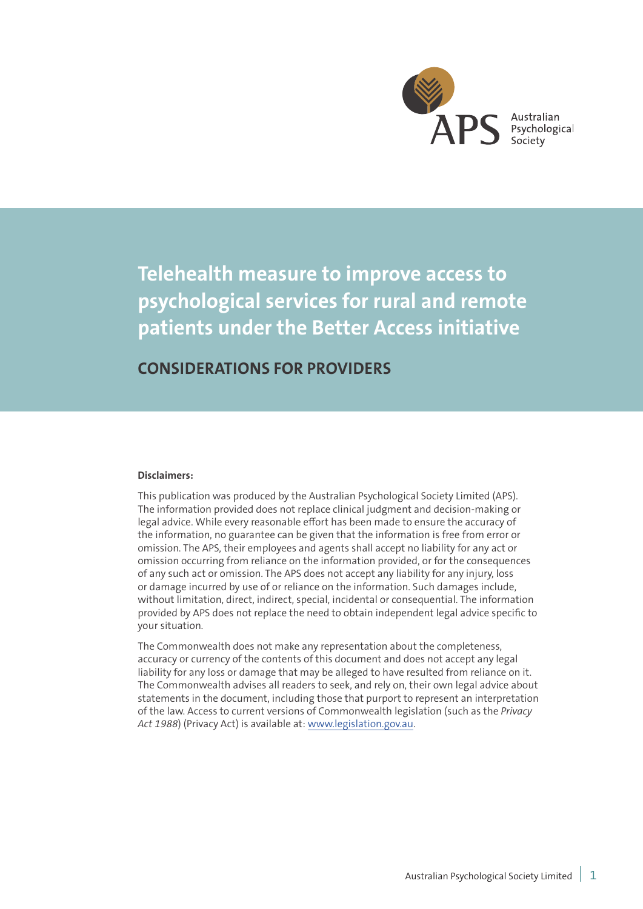Australian Psychological Society

# Telehealth measure to improve access to psychological services for rural and remote patients under the Better Access initiative

## CONSIDERATIONS FOR PROVIDERS

**Disclaimers:**

This publication was produced by the Australian Psychological Society Limited (APS). The information provided does not replace clinical judgment and decision-making or legal advice. While every reasonable effort has been made to ensure the accuracy of the information, no guarantee can be given that the information is free from error or omission. The APS, their employees and agents shall accept no liability for any act or omission occurring from reliance on the information provided, or for the consequences of any such act or omission. The APS does not accept any liability for any injury, loss or damage incurred by use of or reliance on the information. Such damages include, without limitation, direct, indirect, special, incidental or consequential. The information provided by APS does not replace the need to obtain independent legal advice specific to your situation.

The Commonwealth does not make any representation about the completeness, accuracy or currency of the contents of this document and does not accept any legal liability for any loss or damage that may be alleged to have resulted from reliance on it. The Commonwealth advises all readers to seek, and rely on, their own legal advice about statements in the document, including those that purport to represent an interpretation of the law. Access to current versions of Commonwealth legislation (such as the *Privacy Act 1988*) (Privacy Act) is available at: www.legislation.gov.au.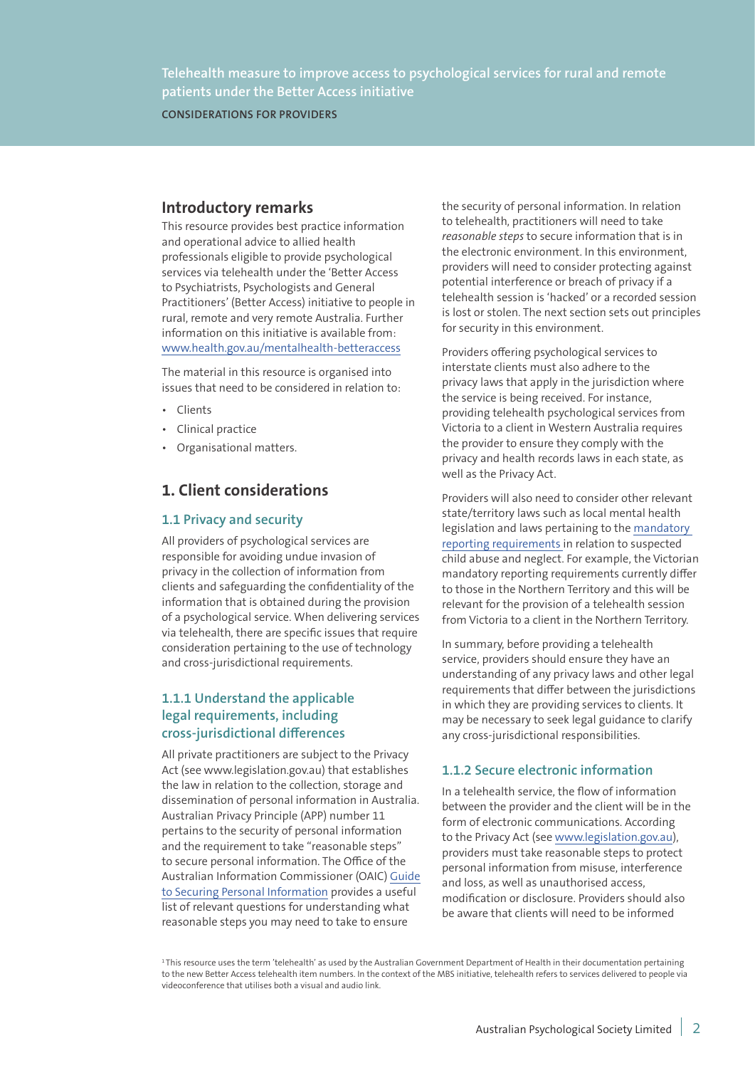Telehealth measure to improve access to psychological services for rural and remote patients under the Better Access initiative

CONSIDERATIONS FOR PROVIDERS

## Introductory remarks

This resource provides best practice information and operational advice to allied health professionals eligible to provide psychological services via telehealth under the 'Better Access to Psychiatrists, Psychologists and General Practitioners' (Better Access) initiative to people in rural, remote and very remote Australia. Further information on this initiative is available from: www.health.gov.au/mentalhealth-betteraccess

The material in this resource is organised into issues that need to be considered in relation to:

- Clients
- Clinical practice
- Organisational matters.

## 1. Client considerations

### 1.1 Privacy and security

All providers of psychological services are responsible for avoiding undue invasion of privacy in the collection of information from clients and safeguarding the confidentiality of the information that is obtained during the provision of a psychological service. When delivering services via telehealth, there are specific issues that require consideration pertaining to the use of technology and cross-jurisdictional requirements.

#### 1.1.1 Understand the applicable legal requirements, including cross-jurisdictional differences

All private practitioners are subject to the Privacy Act (see www.legislation.gov.au) that establishes the law in relation to the collection, storage and dissemination of personal information in Australia. Australian Privacy Principle (APP) number 11 pertains to the security of personal information and the requirement to take "reasonable steps" to secure personal information. The Office of the Australian Information Commissioner (OAIC) Guide to Securing Personal Information provides a useful list of relevant questions for understanding what reasonable steps you may need to take to ensure the security of personal information. In relation to telehealth, practitioners will need to take *reasonable steps* to secure information that is in the electronic environment. In this environment, providers will need to consider protecting against potential interference or breach of privacy if a telehealth session is 'hacked' or a recorded session is lost or stolen. The next section sets out principles for security in this environment.

Providers offering psychological services to interstate clients must also adhere to the privacy laws that apply in the jurisdiction where the service is being received. For instance, providing telehealth psychological services from Victoria to a client in Western Australia requires the provider to ensure they comply with the privacy and health records laws in each state, as well as the Privacy Act.

Providers will also need to consider other relevant state/territory laws such as local mental health legislation and laws pertaining to the mandatory reporting requirements in relation to suspected child abuse and neglect. For example, the Victorian mandatory reporting requirements currently differ to those in the Northern Territory and this will be relevant for the provision of a telehealth session from Victoria to a client in the Northern Territory.

In summary, before providing a telehealth service, providers should ensure they have an understanding of any privacy laws and other legal requirements that differ between the jurisdictions in which they are providing services to clients. It may be necessary to seek legal guidance to clarify any cross-jurisdictional responsibilities.

#### 1.1.2 Secure electronic information

In a telehealth service, the flow of information between the provider and the client will be in the form of electronic communications. According to the Privacy Act (see www.legislation.gov.au), providers must take reasonable steps to protect personal information from misuse, interference and loss, as well as unauthorised access, modification or disclosure. Providers should also be aware that clients will need to be informed

[1] This resource uses the term 'telehealth' as used by the Australian Government Department of Health in their documentation pertaining to the new Better Access telehealth item numbers. In the context of the MBS initiative, telehealth refers to services delivered to people via videoconference that utilises both a visual and audio link.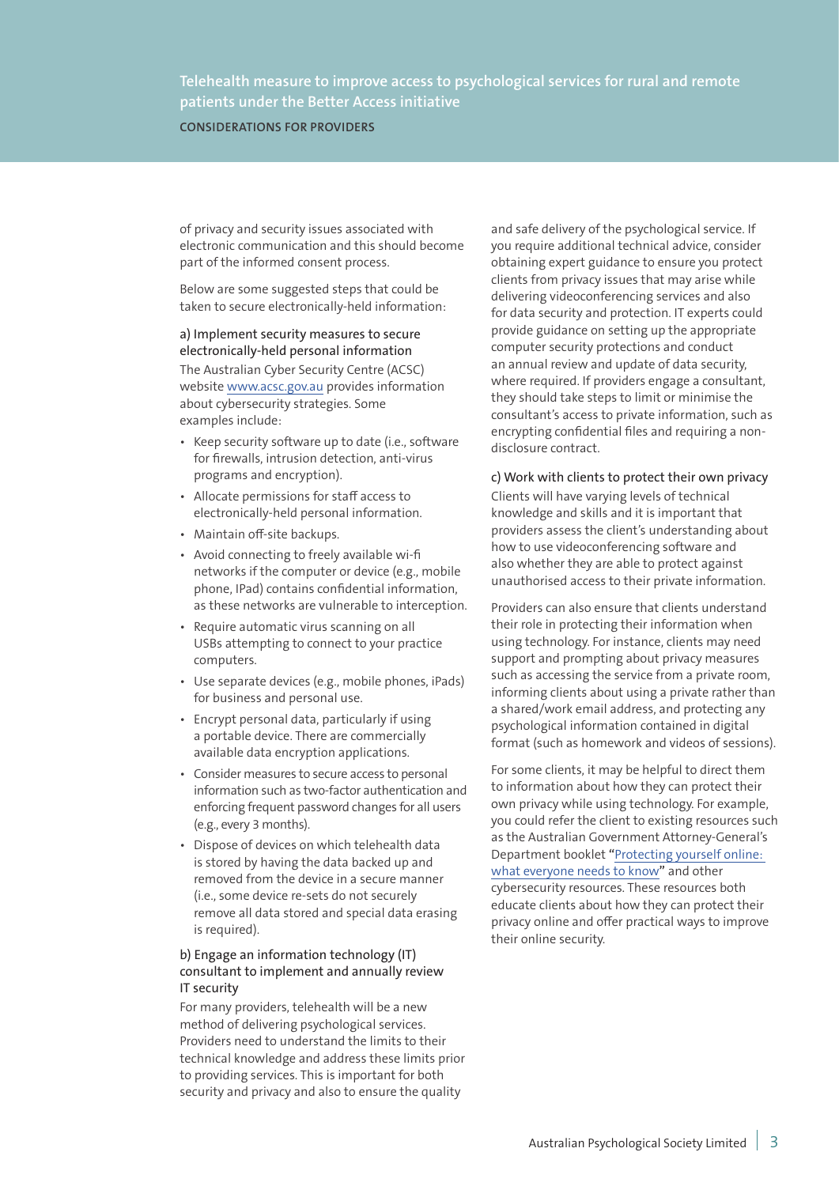of privacy and security issues associated with electronic communication and this should become part of the informed consent process.

Below are some suggested steps that could be taken to secure electronically-held information:

### a) Implement security measures to secure electronically-held personal information

The Australian Cyber Security Centre (ACSC) website [www.acsc.gov.au](http://www.acsc.gov.au) provides information about cybersecurity strategies. Some examples include:

- Keep security software up to date (i.e., software for firewalls, intrusion detection, anti-virus programs and encryption).
- Allocate permissions for staff access to electronically-held personal information.
- Maintain off-site backups.
- Avoid connecting to freely available wi-fi networks if the computer or device (e.g., mobile phone, IPad) contains confidential information, as these networks are vulnerable to interception.
- Require automatic virus scanning on all USBs attempting to connect to your practice computers.
- Use separate devices (e.g., mobile phones, iPads) for business and personal use.
- Encrypt personal data, particularly if using a portable device. There are commercially available data encryption applications.
- Consider measures to secure access to personal information such as two-factor authentication and enforcing frequent password changes for all users (e.g., every 3 months).
- Dispose of devices on which telehealth data is stored by having the data backed up and removed from the device in a secure manner (i.e., some device re-sets do not securely remove all data stored and special data erasing is required).

### b) Engage an information technology (IT) consultant to implement and annually review IT security

For many providers, telehealth will be a new method of delivering psychological services. Providers need to understand the limits to their technical knowledge and address these limits prior to providing services. This is important for both security and privacy and also to ensure the quality and safe delivery of the psychological service. If you require additional technical advice, consider obtaining expert guidance to ensure you protect clients from privacy issues that may arise while delivering videoconferencing services and also for data security and protection. IT experts could provide guidance on setting up the appropriate computer security protections and conduct an annual review and update of data security, where required. If providers engage a consultant, they should take steps to limit or minimise the consultant's access to private information, such as encrypting confidential files and requiring a non-disclosure contract.

### c) Work with clients to protect their own privacy

Clients will have varying levels of technical knowledge and skills and it is important that providers assess the client's understanding about how to use videoconferencing software and also whether they are able to protect against unauthorised access to their private information.

Providers can also ensure that clients understand their role in protecting their information when using technology. For instance, clients may need support and prompting about privacy measures such as accessing the service from a private room, informing clients about using a private rather than a shared/work email address, and protecting any psychological information contained in digital format (such as homework and videos of sessions).

For some clients, it may be helpful to direct them to information about how they can protect their own privacy while using technology. For example, you could refer the client to existing resources such as the Australian Government Attorney-General's Department booklet "Protecting yourself online: what everyone needs to know" and other cybersecurity resources. These resources both educate clients about how they can protect their privacy online and offer practical ways to improve their online security.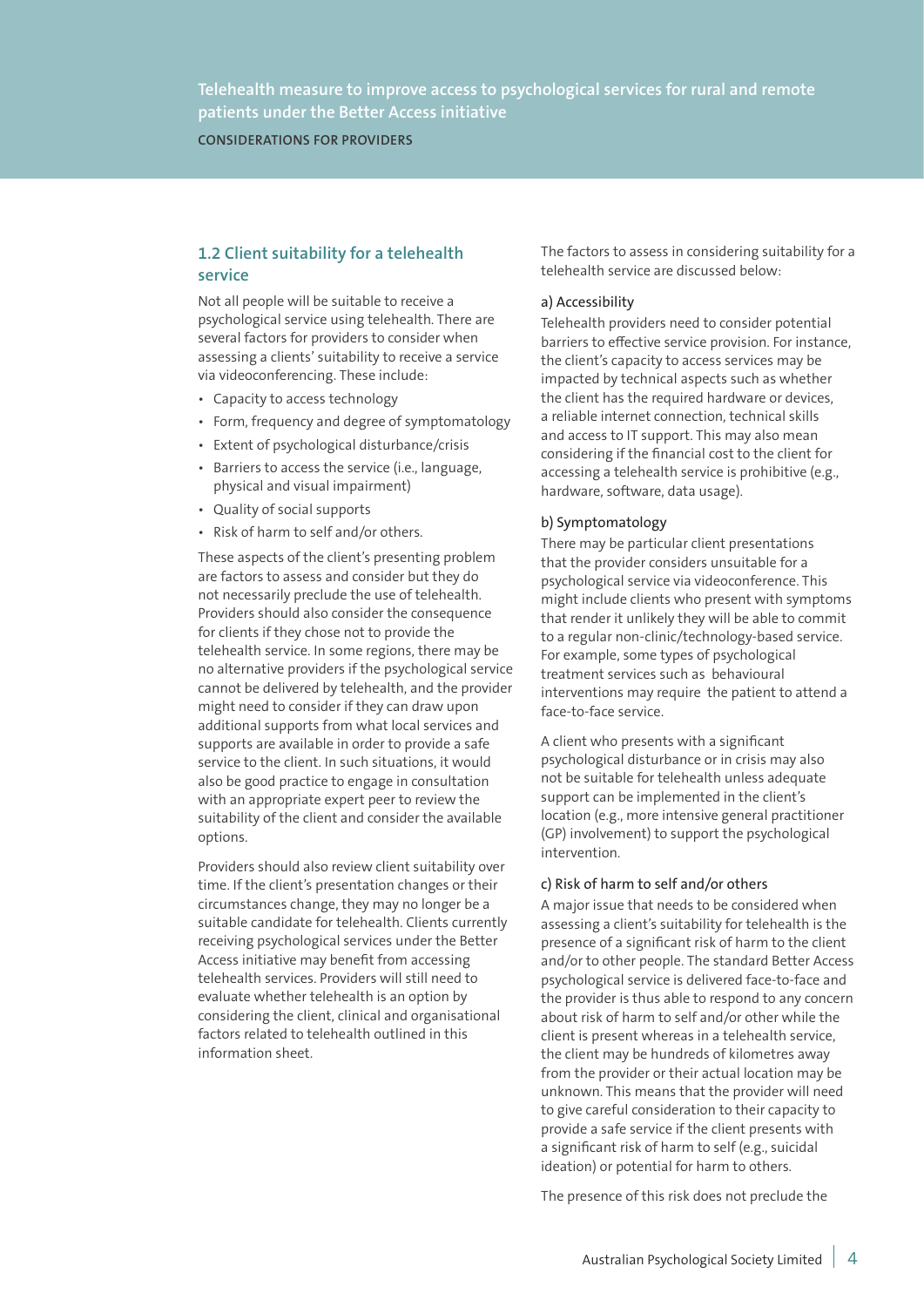## 1.2 Client suitability for a telehealth service

Not all people will be suitable to receive a psychological service using telehealth. There are several factors for providers to consider when assessing a clients' suitability to receive a service via videoconferencing. These include:

- Capacity to access technology
- Form, frequency and degree of symptomatology
- Extent of psychological disturbance/crisis
- Barriers to access the service (i.e., language, physical and visual impairment)
- Quality of social supports
- Risk of harm to self and/or others.

These aspects of the client's presenting problem are factors to assess and consider but they do not necessarily preclude the use of telehealth. Providers should also consider the consequence for clients if they chose not to provide the telehealth service. In some regions, there may be no alternative providers if the psychological service cannot be delivered by telehealth, and the provider might need to consider if they can draw upon additional supports from what local services and supports are available in order to provide a safe service to the client. In such situations, it would also be good practice to engage in consultation with an appropriate expert peer to review the suitability of the client and consider the available options.

Providers should also review client suitability over time. If the client's presentation changes or their circumstances change, they may no longer be a suitable candidate for telehealth. Clients currently receiving psychological services under the Better Access initiative may benefit from accessing telehealth services. Providers will still need to evaluate whether telehealth is an option by considering the client, clinical and organisational factors related to telehealth outlined in this information sheet.

The factors to assess in considering suitability for a telehealth service are discussed below:

### a) Accessibility

Telehealth providers need to consider potential barriers to effective service provision. For instance, the client's capacity to access services may be impacted by technical aspects such as whether the client has the required hardware or devices, a reliable internet connection, technical skills and access to IT support. This may also mean considering if the financial cost to the client for accessing a telehealth service is prohibitive (e.g., hardware, software, data usage).

### b) Symptomatology

There may be particular client presentations that the provider considers unsuitable for a psychological service via videoconference. This might include clients who present with symptoms that render it unlikely they will be able to commit to a regular non-clinic/technology-based service. For example, some types of psychological treatment services such as behavioural interventions may require the patient to attend a face-to-face service.

A client who presents with a significant psychological disturbance or in crisis may also not be suitable for telehealth unless adequate support can be implemented in the client's location (e.g., more intensive general practitioner (GP) involvement) to support the psychological intervention.

### c) Risk of harm to self and/or others

A major issue that needs to be considered when assessing a client's suitability for telehealth is the presence of a significant risk of harm to the client and/or to other people. The standard Better Access psychological service is delivered face-to-face and the provider is thus able to respond to any concern about risk of harm to self and/or other while the client is present whereas in a telehealth service, the client may be hundreds of kilometres away from the provider or their actual location may be unknown. This means that the provider will need to give careful consideration to their capacity to provide a safe service if the client presents with a significant risk of harm to self (e.g., suicidal ideation) or potential for harm to others.

The presence of this risk does not preclude the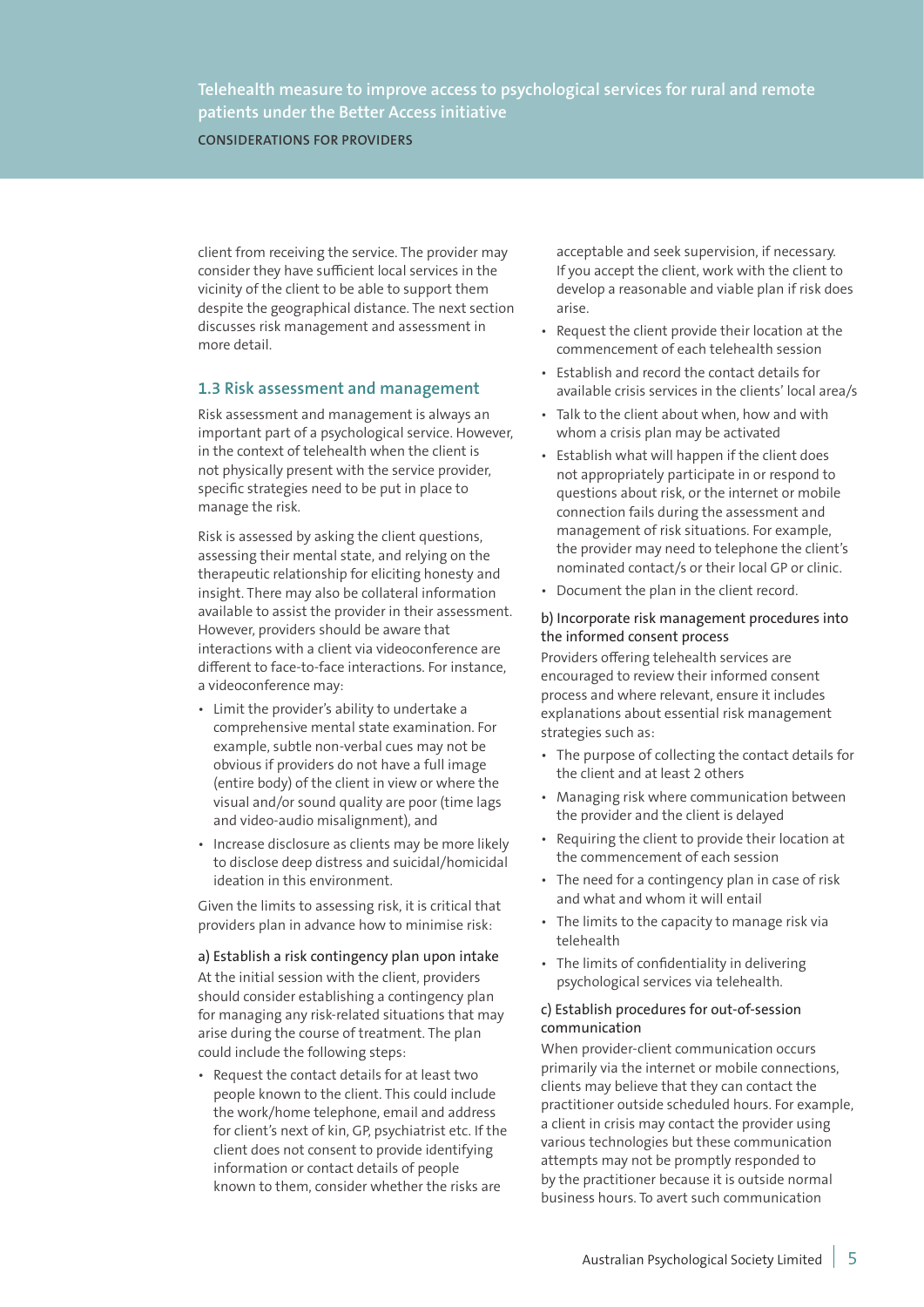client from receiving the service. The provider may consider they have sufficient local services in the vicinity of the client to be able to support them despite the geographical distance. The next section discusses risk management and assessment in more detail.

### 1.3 Risk assessment and management

Risk assessment and management is always an important part of a psychological service. However, in the context of telehealth when the client is not physically present with the service provider, specific strategies need to be put in place to manage the risk.

Risk is assessed by asking the client questions, assessing their mental state, and relying on the therapeutic relationship for eliciting honesty and insight. There may also be collateral information available to assist the provider in their assessment. However, providers should be aware that interactions with a client via videoconference are different to face-to-face interactions. For instance, a videoconference may:

- Limit the provider's ability to undertake a comprehensive mental state examination. For example, subtle non-verbal cues may not be obvious if providers do not have a full image (entire body) of the client in view or where the visual and/or sound quality are poor (time lags and video-audio misalignment), and
- Increase disclosure as clients may be more likely to disclose deep distress and suicidal/homicidal ideation in this environment.

Given the limits to assessing risk, it is critical that providers plan in advance how to minimise risk:

#### a) Establish a risk contingency plan upon intake

At the initial session with the client, providers should consider establishing a contingency plan for managing any risk-related situations that may arise during the course of treatment. The plan could include the following steps:

- Request the contact details for at least two people known to the client. This could include the work/home telephone, email and address for client's next of kin, GP, psychiatrist etc. If the client does not consent to provide identifying information or contact details of people known to them, consider whether the risks are acceptable and seek supervision, if necessary. If you accept the client, work with the client to develop a reasonable and viable plan if risk does arise.
- Request the client provide their location at the commencement of each telehealth session
- Establish and record the contact details for available crisis services in the clients' local area/s
- Talk to the client about when, how and with whom a crisis plan may be activated
- Establish what will happen if the client does not appropriately participate in or respond to questions about risk, or the internet or mobile connection fails during the assessment and management of risk situations. For example, the provider may need to telephone the client's nominated contact/s or their local GP or clinic.
- Document the plan in the client record.

#### b) Incorporate risk management procedures into the informed consent process

Providers offering telehealth services are encouraged to review their informed consent process and where relevant, ensure it includes explanations about essential risk management strategies such as:

- The purpose of collecting the contact details for the client and at least 2 others
- Managing risk where communication between the provider and the client is delayed
- Requiring the client to provide their location at the commencement of each session
- The need for a contingency plan in case of risk and what and whom it will entail
- The limits to the capacity to manage risk via telehealth
- The limits of confidentiality in delivering psychological services via telehealth.

#### c) Establish procedures for out-of-session communication

When provider-client communication occurs primarily via the internet or mobile connections, clients may believe that they can contact the practitioner outside scheduled hours. For example, a client in crisis may contact the provider using various technologies but these communication attempts may not be promptly responded to by the practitioner because it is outside normal business hours. To avert such communication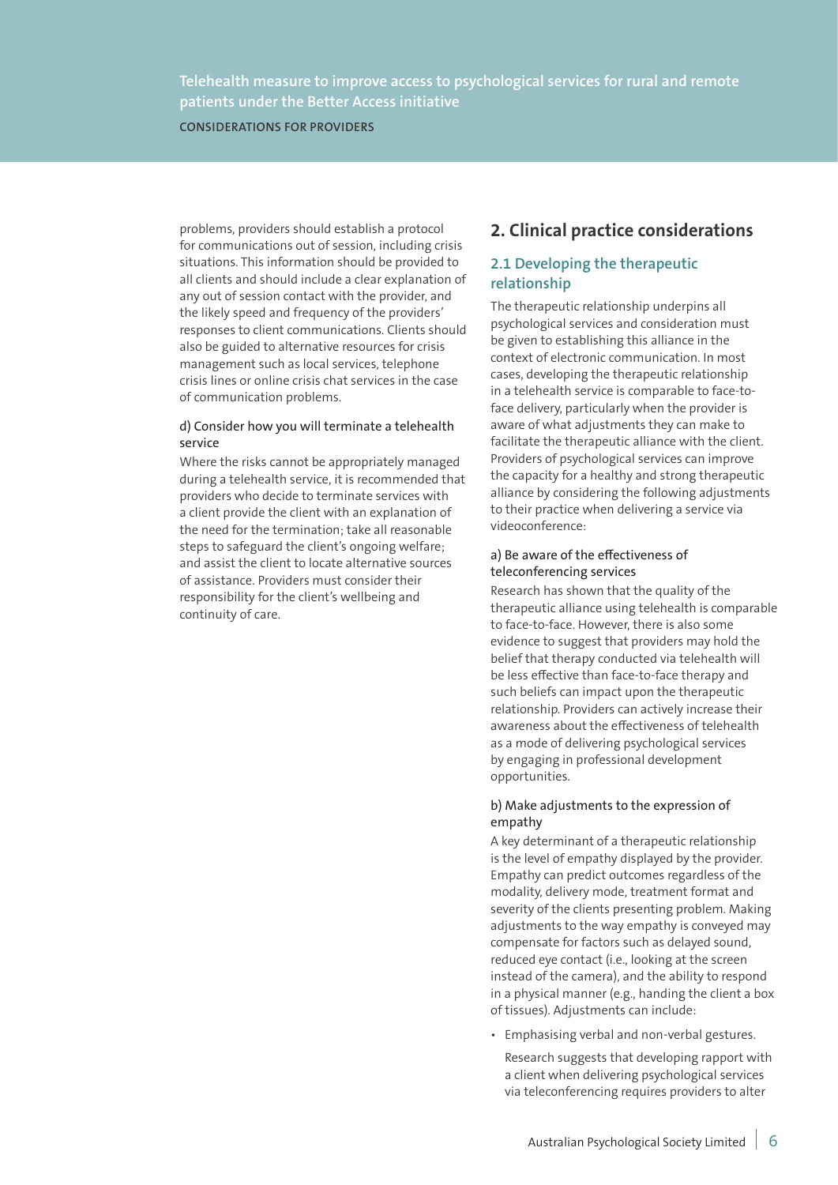problems, providers should establish a protocol for communications out of session, including crisis situations. This information should be provided to all clients and should include a clear explanation of any out of session contact with the provider, and the likely speed and frequency of the providers' responses to client communications. Clients should also be guided to alternative resources for crisis management such as local services, telephone crisis lines or online crisis chat services in the case of communication problems.

#### d) Consider how you will terminate a telehealth service

Where the risks cannot be appropriately managed during a telehealth service, it is recommended that providers who decide to terminate services with a client provide the client with an explanation of the need for the termination; take all reasonable steps to safeguard the client's ongoing welfare; and assist the client to locate alternative sources of assistance. Providers must consider their responsibility for the client's wellbeing and continuity of care.

## 2. Clinical practice considerations

### 2.1 Developing the therapeutic relationship

The therapeutic relationship underpins all psychological services and consideration must be given to establishing this alliance in the context of electronic communication. In most cases, developing the therapeutic relationship in a telehealth service is comparable to face-to-face delivery, particularly when the provider is aware of what adjustments they can make to facilitate the therapeutic alliance with the client. Providers of psychological services can improve the capacity for a healthy and strong therapeutic alliance by considering the following adjustments to their practice when delivering a service via videoconference:

#### a) Be aware of the effectiveness of teleconferencing services

Research has shown that the quality of the therapeutic alliance using telehealth is comparable to face-to-face. However, there is also some evidence to suggest that providers may hold the belief that therapy conducted via telehealth will be less effective than face-to-face therapy and such beliefs can impact upon the therapeutic relationship. Providers can actively increase their awareness about the effectiveness of telehealth as a mode of delivering psychological services by engaging in professional development opportunities.

#### b) Make adjustments to the expression of empathy

A key determinant of a therapeutic relationship is the level of empathy displayed by the provider. Empathy can predict outcomes regardless of the modality, delivery mode, treatment format and severity of the clients presenting problem. Making adjustments to the way empathy is conveyed may compensate for factors such as delayed sound, reduced eye contact (i.e., looking at the screen instead of the camera), and the ability to respond in a physical manner (e.g., handing the client a box of tissues). Adjustments can include:

- Emphasising verbal and non-verbal gestures.

  Research suggests that developing rapport with a client when delivering psychological services via teleconferencing requires providers to alter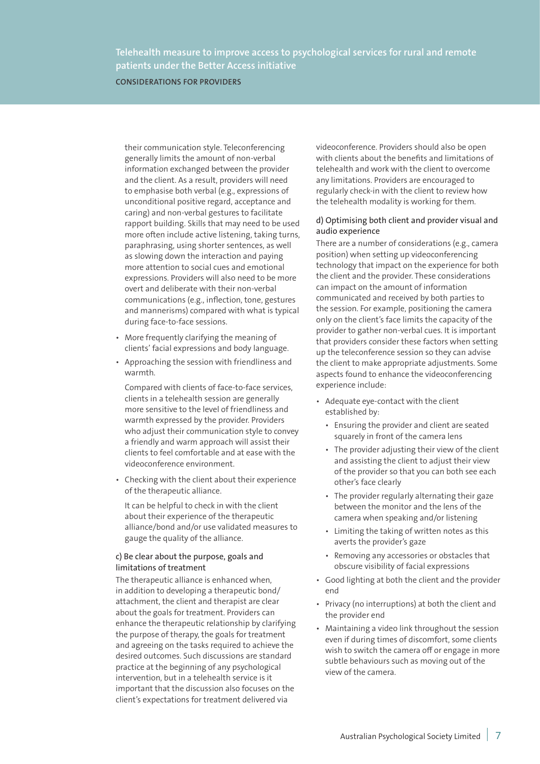their communication style. Teleconferencing generally limits the amount of non-verbal information exchanged between the provider and the client. As a result, providers will need to emphasise both verbal (e.g., expressions of unconditional positive regard, acceptance and caring) and non-verbal gestures to facilitate rapport building. Skills that may need to be used more often include active listening, taking turns, paraphrasing, using shorter sentences, as well as slowing down the interaction and paying more attention to social cues and emotional expressions. Providers will also need to be more overt and deliberate with their non-verbal communications (e.g., inflection, tone, gestures and mannerisms) compared with what is typical during face-to-face sessions.

- More frequently clarifying the meaning of clients' facial expressions and body language.
- Approaching the session with friendliness and warmth.

  Compared with clients of face-to-face services, clients in a telehealth session are generally more sensitive to the level of friendliness and warmth expressed by the provider. Providers who adjust their communication style to convey a friendly and warm approach will assist their clients to feel comfortable and at ease with the videoconference environment.

- Checking with the client about their experience of the therapeutic alliance.

  It can be helpful to check in with the client about their experience of the therapeutic alliance/bond and/or use validated measures to gauge the quality of the alliance.

#### c) Be clear about the purpose, goals and limitations of treatment

The therapeutic alliance is enhanced when, in addition to developing a therapeutic bond/attachment, the client and therapist are clear about the goals for treatment. Providers can enhance the therapeutic relationship by clarifying the purpose of therapy, the goals for treatment and agreeing on the tasks required to achieve the desired outcomes. Such discussions are standard practice at the beginning of any psychological intervention, but in a telehealth service is it important that the discussion also focuses on the client's expectations for treatment delivered via videoconference. Providers should also be open with clients about the benefits and limitations of telehealth and work with the client to overcome any limitations. Providers are encouraged to regularly check-in with the client to review how the telehealth modality is working for them.

#### d) Optimising both client and provider visual and audio experience

There are a number of considerations (e.g., camera position) when setting up videoconferencing technology that impact on the experience for both the client and the provider. These considerations can impact on the amount of information communicated and received by both parties to the session. For example, positioning the camera only on the client's face limits the capacity of the provider to gather non-verbal cues. It is important that providers consider these factors when setting up the teleconference session so they can advise the client to make appropriate adjustments. Some aspects found to enhance the videoconferencing experience include:

- Adequate eye-contact with the client established by:
  - Ensuring the provider and client are seated squarely in front of the camera lens
  - The provider adjusting their view of the client and assisting the client to adjust their view of the provider so that you can both see each other's face clearly
  - The provider regularly alternating their gaze between the monitor and the lens of the camera when speaking and/or listening
  - Limiting the taking of written notes as this averts the provider's gaze
  - Removing any accessories or obstacles that obscure visibility of facial expressions
- Good lighting at both the client and the provider end
- Privacy (no interruptions) at both the client and the provider end
- Maintaining a video link throughout the session even if during times of discomfort, some clients wish to switch the camera off or engage in more subtle behaviours such as moving out of the view of the camera.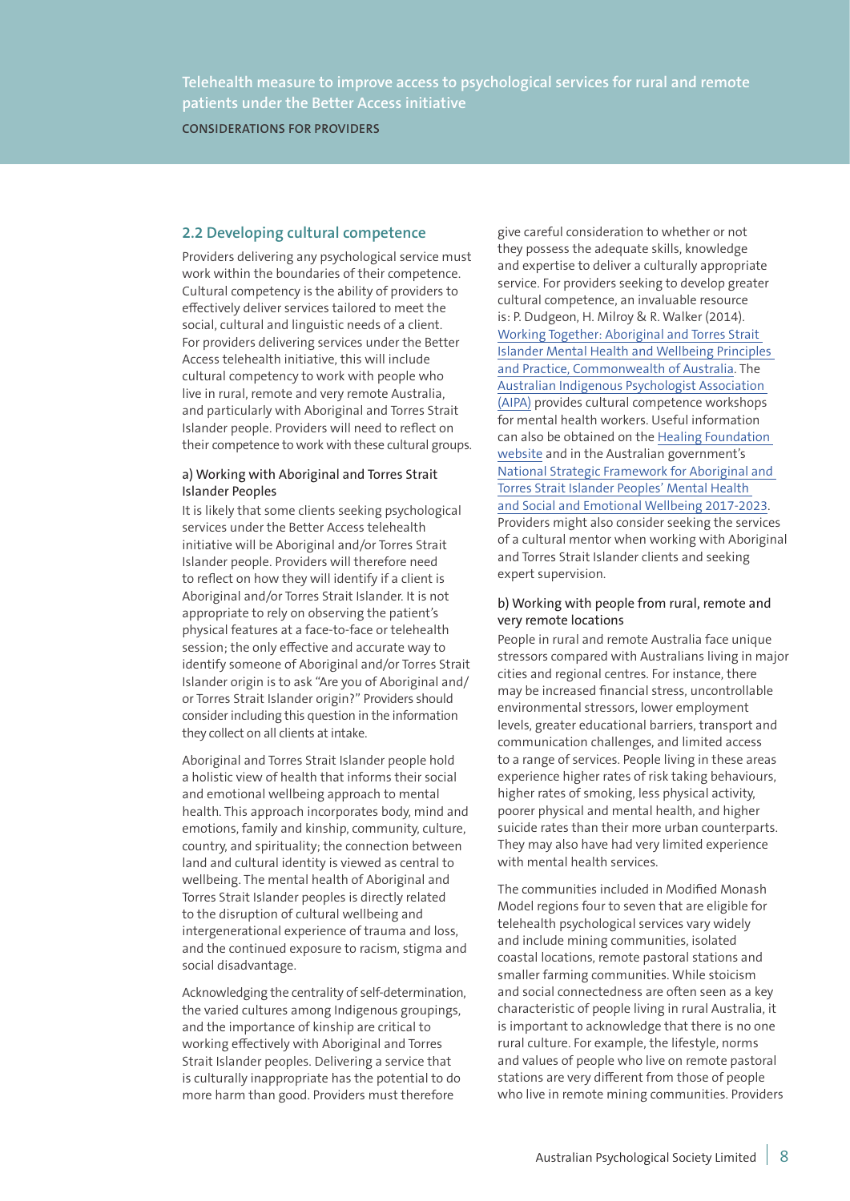## 2.2 Developing cultural competence

Providers delivering any psychological service must work within the boundaries of their competence. Cultural competency is the ability of providers to effectively deliver services tailored to meet the social, cultural and linguistic needs of a client. For providers delivering services under the Better Access telehealth initiative, this will include cultural competency to work with people who live in rural, remote and very remote Australia, and particularly with Aboriginal and Torres Strait Islander people. Providers will need to reflect on their competence to work with these cultural groups.

### a) Working with Aboriginal and Torres Strait Islander Peoples

It is likely that some clients seeking psychological services under the Better Access telehealth initiative will be Aboriginal and/or Torres Strait Islander people. Providers will therefore need to reflect on how they will identify if a client is Aboriginal and/or Torres Strait Islander. It is not appropriate to rely on observing the patient's physical features at a face-to-face or telehealth session; the only effective and accurate way to identify someone of Aboriginal and/or Torres Strait Islander origin is to ask "Are you of Aboriginal and/or Torres Strait Islander origin?" Providers should consider including this question in the information they collect on all clients at intake.

Aboriginal and Torres Strait Islander people hold a holistic view of health that informs their social and emotional wellbeing approach to mental health. This approach incorporates body, mind and emotions, family and kinship, community, culture, country, and spirituality; the connection between land and cultural identity is viewed as central to wellbeing. The mental health of Aboriginal and Torres Strait Islander peoples is directly related to the disruption of cultural wellbeing and intergenerational experience of trauma and loss, and the continued exposure to racism, stigma and social disadvantage.

Acknowledging the centrality of self-determination, the varied cultures among Indigenous groupings, and the importance of kinship are critical to working effectively with Aboriginal and Torres Strait Islander peoples. Delivering a service that is culturally inappropriate has the potential to do more harm than good. Providers must therefore give careful consideration to whether or not they possess the adequate skills, knowledge and expertise to deliver a culturally appropriate service. For providers seeking to develop greater cultural competence, an invaluable resource is: P. Dudgeon, H. Milroy & R. Walker (2014). Working Together: Aboriginal and Torres Strait Islander Mental Health and Wellbeing Principles and Practice, Commonwealth of Australia. The Australian Indigenous Psychologist Association (AIPA) provides cultural competence workshops for mental health workers. Useful information can also be obtained on the Healing Foundation website and in the Australian government's National Strategic Framework for Aboriginal and Torres Strait Islander Peoples' Mental Health and Social and Emotional Wellbeing 2017-2023. Providers might also consider seeking the services of a cultural mentor when working with Aboriginal and Torres Strait Islander clients and seeking expert supervision.

### b) Working with people from rural, remote and very remote locations

People in rural and remote Australia face unique stressors compared with Australians living in major cities and regional centres. For instance, there may be increased financial stress, uncontrollable environmental stressors, lower employment levels, greater educational barriers, transport and communication challenges, and limited access to a range of services. People living in these areas experience higher rates of risk taking behaviours, higher rates of smoking, less physical activity, poorer physical and mental health, and higher suicide rates than their more urban counterparts. They may also have had very limited experience with mental health services.

The communities included in Modified Monash Model regions four to seven that are eligible for telehealth psychological services vary widely and include mining communities, isolated coastal locations, remote pastoral stations and smaller farming communities. While stoicism and social connectedness are often seen as a key characteristic of people living in rural Australia, it is important to acknowledge that there is no one rural culture. For example, the lifestyle, norms and values of people who live on remote pastoral stations are very different from those of people who live in remote mining communities. Providers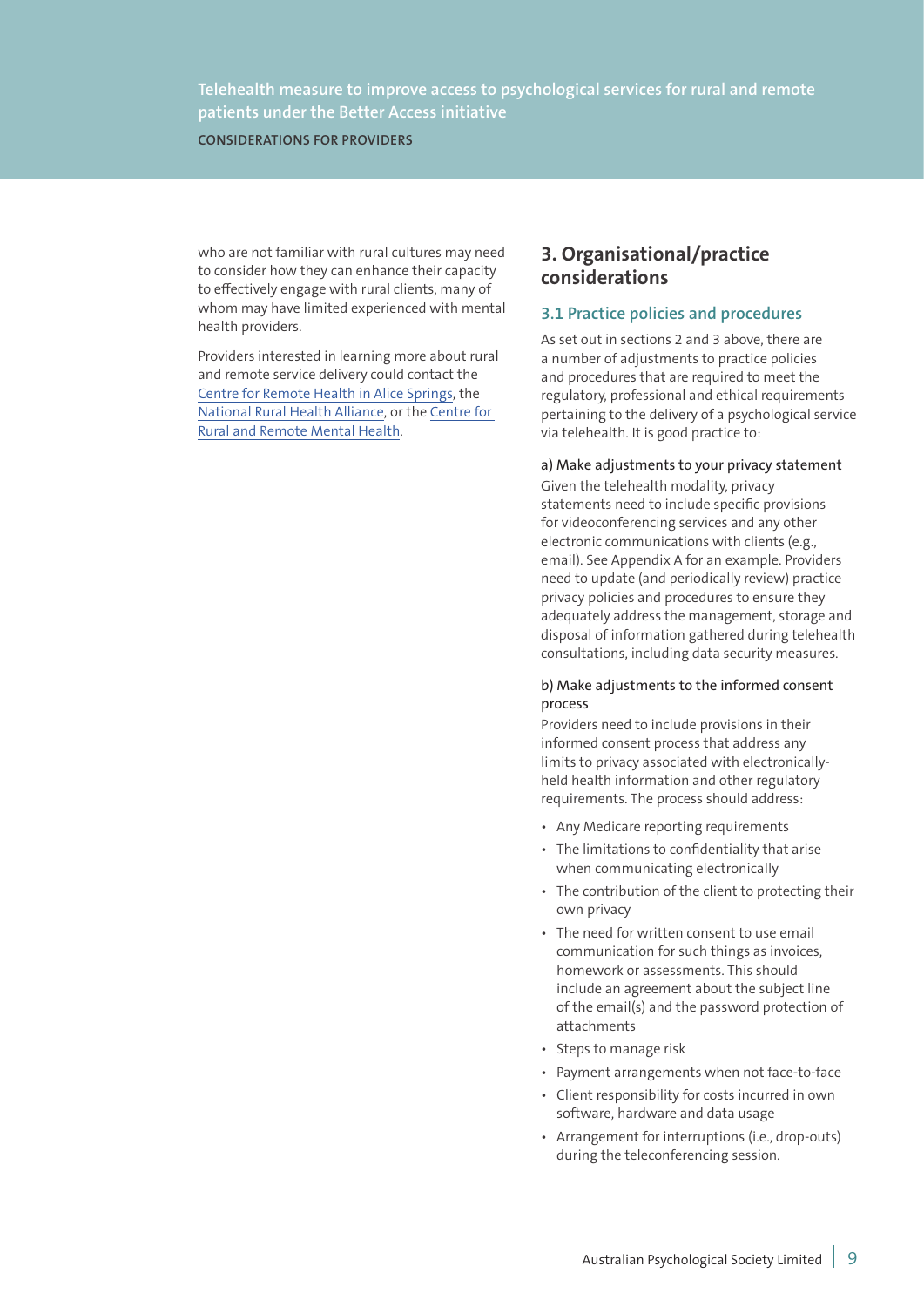who are not familiar with rural cultures may need to consider how they can enhance their capacity to effectively engage with rural clients, many of whom may have limited experienced with mental health providers.

Providers interested in learning more about rural and remote service delivery could contact the Centre for Remote Health in Alice Springs, the National Rural Health Alliance, or the Centre for Rural and Remote Mental Health.

## 3. Organisational/practice considerations

### 3.1 Practice policies and procedures

As set out in sections 2 and 3 above, there are a number of adjustments to practice policies and procedures that are required to meet the regulatory, professional and ethical requirements pertaining to the delivery of a psychological service via telehealth. It is good practice to:

#### a) Make adjustments to your privacy statement

Given the telehealth modality, privacy statements need to include specific provisions for videoconferencing services and any other electronic communications with clients (e.g., email). See Appendix A for an example. Providers need to update (and periodically review) practice privacy policies and procedures to ensure they adequately address the management, storage and disposal of information gathered during telehealth consultations, including data security measures.

#### b) Make adjustments to the informed consent process

Providers need to include provisions in their informed consent process that address any limits to privacy associated with electronically-held health information and other regulatory requirements. The process should address:

- Any Medicare reporting requirements
- The limitations to confidentiality that arise when communicating electronically
- The contribution of the client to protecting their own privacy
- The need for written consent to use email communication for such things as invoices, homework or assessments. This should include an agreement about the subject line of the email(s) and the password protection of attachments
- Steps to manage risk
- Payment arrangements when not face-to-face
- Client responsibility for costs incurred in own software, hardware and data usage
- Arrangement for interruptions (i.e., drop-outs) during the teleconferencing session.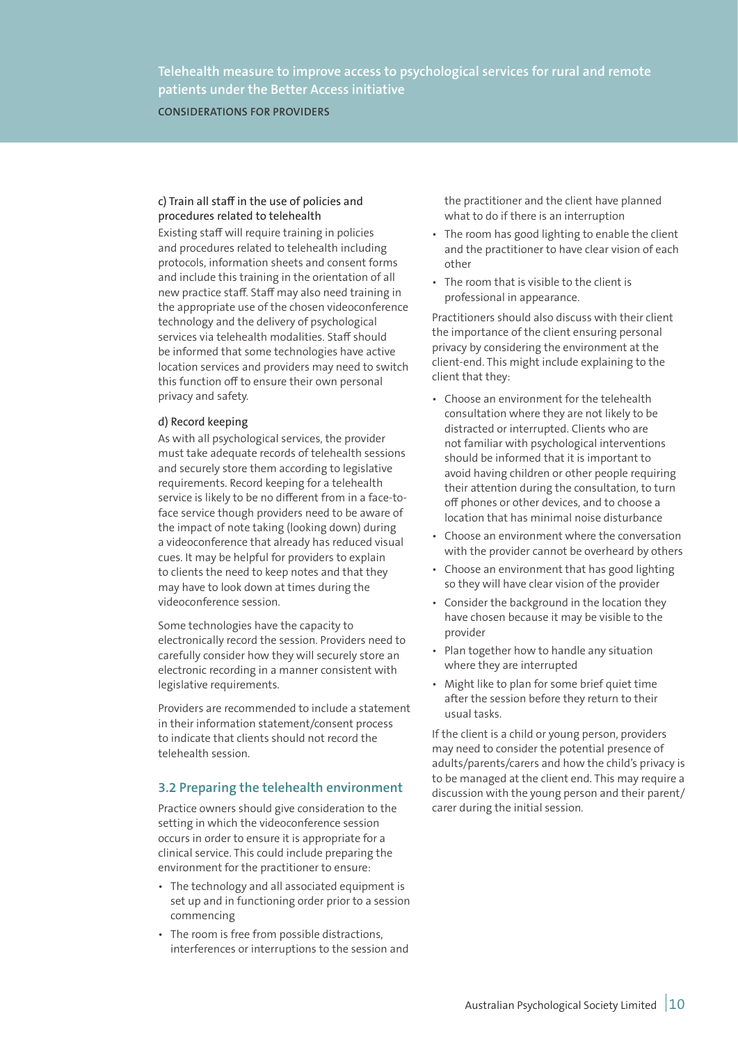#### c) Train all staff in the use of policies and procedures related to telehealth

Existing staff will require training in policies and procedures related to telehealth including protocols, information sheets and consent forms and include this training in the orientation of all new practice staff. Staff may also need training in the appropriate use of the chosen videoconference technology and the delivery of psychological services via telehealth modalities. Staff should be informed that some technologies have active location services and providers may need to switch this function off to ensure their own personal privacy and safety.

#### d) Record keeping

As with all psychological services, the provider must take adequate records of telehealth sessions and securely store them according to legislative requirements. Record keeping for a telehealth service is likely to be no different from in a face-to-face service though providers need to be aware of the impact of note taking (looking down) during a videoconference that already has reduced visual cues. It may be helpful for providers to explain to clients the need to keep notes and that they may have to look down at times during the videoconference session.

Some technologies have the capacity to electronically record the session. Providers need to carefully consider how they will securely store an electronic recording in a manner consistent with legislative requirements.

Providers are recommended to include a statement in their information statement/consent process to indicate that clients should not record the telehealth session.

### 3.2 Preparing the telehealth environment

Practice owners should give consideration to the setting in which the videoconference session occurs in order to ensure it is appropriate for a clinical service. This could include preparing the environment for the practitioner to ensure:

- The technology and all associated equipment is set up and in functioning order prior to a session commencing
- The room is free from possible distractions, interferences or interruptions to the session and the practitioner and the client have planned what to do if there is an interruption
- The room has good lighting to enable the client and the practitioner to have clear vision of each other
- The room that is visible to the client is professional in appearance.

Practitioners should also discuss with their client the importance of the client ensuring personal privacy by considering the environment at the client-end. This might include explaining to the client that they:

- Choose an environment for the telehealth consultation where they are not likely to be distracted or interrupted. Clients who are not familiar with psychological interventions should be informed that it is important to avoid having children or other people requiring their attention during the consultation, to turn off phones or other devices, and to choose a location that has minimal noise disturbance
- Choose an environment where the conversation with the provider cannot be overheard by others
- Choose an environment that has good lighting so they will have clear vision of the provider
- Consider the background in the location they have chosen because it may be visible to the provider
- Plan together how to handle any situation where they are interrupted
- Might like to plan for some brief quiet time after the session before they return to their usual tasks.

If the client is a child or young person, providers may need to consider the potential presence of adults/parents/carers and how the child's privacy is to be managed at the client end. This may require a discussion with the young person and their parent/carer during the initial session.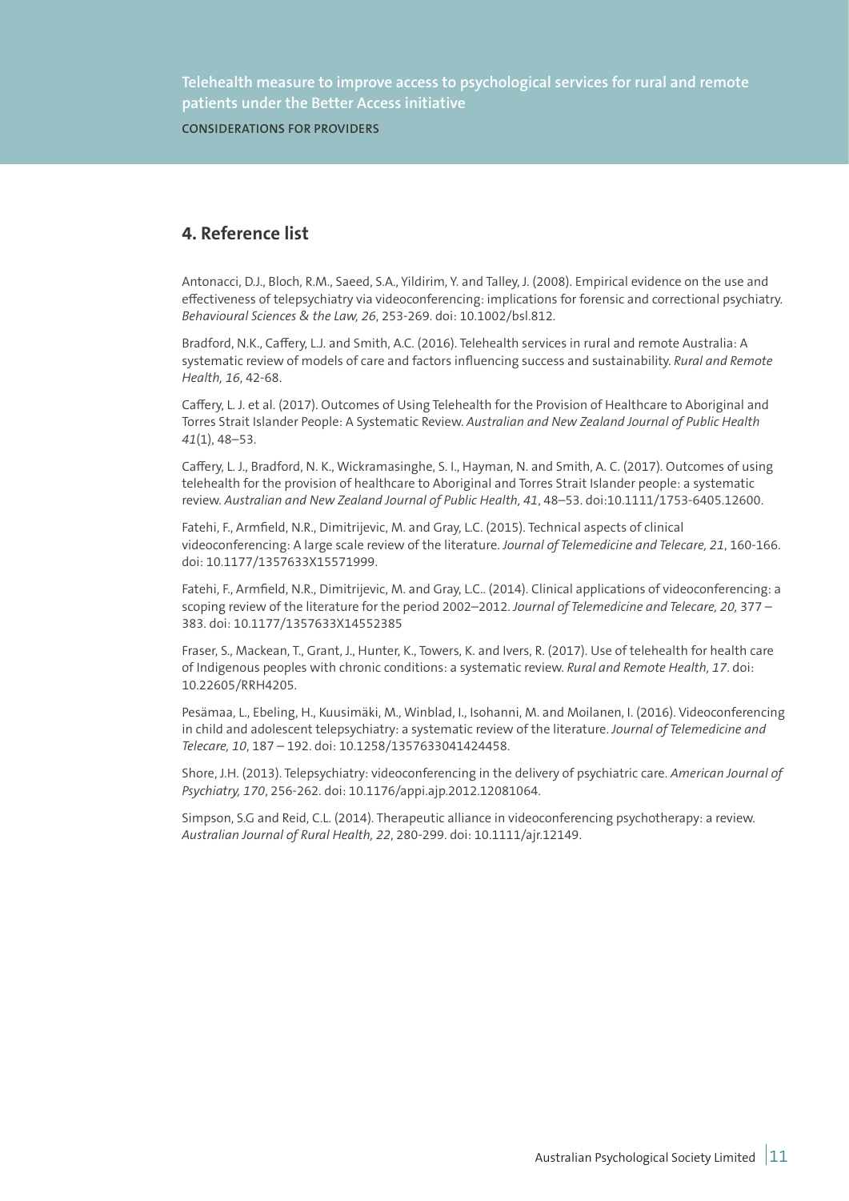## 4. Reference list

Antonacci, D.J., Bloch, R.M., Saeed, S.A., Yildirim, Y. and Talley, J. (2008). Empirical evidence on the use and effectiveness of telepsychiatry via videoconferencing: implications for forensic and correctional psychiatry. *Behavioural Sciences & the Law, 26*, 253-269. doi: 10.1002/bsl.812.

Bradford, N.K., Caffery, L.J. and Smith, A.C. (2016). Telehealth services in rural and remote Australia: A systematic review of models of care and factors influencing success and sustainability. *Rural and Remote Health, 16*, 42-68.

Caffery, L. J. et al. (2017). Outcomes of Using Telehealth for the Provision of Healthcare to Aboriginal and Torres Strait Islander People: A Systematic Review. *Australian and New Zealand Journal of Public Health 41*(1), 48–53.

Caffery, L. J., Bradford, N. K., Wickramasinghe, S. I., Hayman, N. and Smith, A. C. (2017). Outcomes of using telehealth for the provision of healthcare to Aboriginal and Torres Strait Islander people: a systematic review. *Australian and New Zealand Journal of Public Health, 41*, 48–53. doi:10.1111/1753-6405.12600.

Fatehi, F., Armfield, N.R., Dimitrijevic, M. and Gray, L.C. (2015). Technical aspects of clinical videoconferencing: A large scale review of the literature. *Journal of Telemedicine and Telecare, 21*, 160-166. doi: 10.1177/1357633X15571999.

Fatehi, F., Armfield, N.R., Dimitrijevic, M. and Gray, L.C.. (2014). Clinical applications of videoconferencing: a scoping review of the literature for the period 2002–2012. *Journal of Telemedicine and Telecare, 20,* 377 – 383. doi: 10.1177/1357633X14552385

Fraser, S., Mackean, T., Grant, J., Hunter, K., Towers, K. and Ivers, R. (2017). Use of telehealth for health care of Indigenous peoples with chronic conditions: a systematic review. *Rural and Remote Health, 17*. doi: 10.22605/RRH4205.

Pesämaa, L., Ebeling, H., Kuusimäki, M., Winblad, I., Isohanni, M. and Moilanen, I. (2016). Videoconferencing in child and adolescent telepsychiatry: a systematic review of the literature. *Journal of Telemedicine and Telecare, 10*, 187 – 192. doi: 10.1258/1357633041424458.

Shore, J.H. (2013). Telepsychiatry: videoconferencing in the delivery of psychiatric care. *American Journal of Psychiatry, 170*, 256-262. doi: 10.1176/appi.ajp.2012.12081064.

Simpson, S.G and Reid, C.L. (2014). Therapeutic alliance in videoconferencing psychotherapy: a review. *Australian Journal of Rural Health, 22*, 280-299. doi: 10.1111/ajr.12149.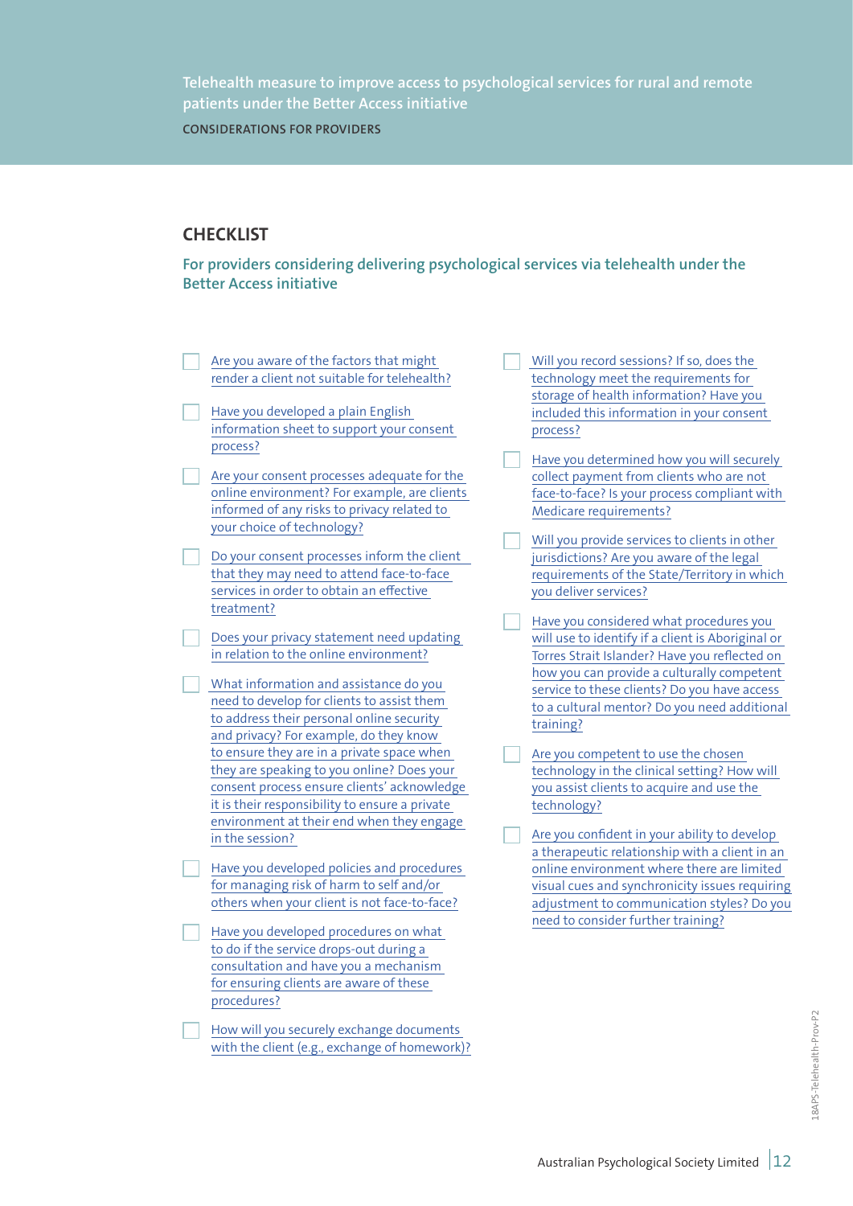Telehealth measure to improve access to psychological services for rural and remote patients under the Better Access initiative

CONSIDERATIONS FOR PROVIDERS

## CHECKLIST

### For providers considering delivering psychological services via telehealth under the Better Access initiative

- [ ] Are you aware of the factors that might render a client not suitable for telehealth?
- [ ] Have you developed a plain English information sheet to support your consent process?
- [ ] Are your consent processes adequate for the online environment? For example, are clients informed of any risks to privacy related to your choice of technology?
- [ ] Do your consent processes inform the client that they may need to attend face-to-face services in order to obtain an effective treatment?
- [ ] Does your privacy statement need updating in relation to the online environment?
- [ ] What information and assistance do you need to develop for clients to assist them to address their personal online security and privacy? For example, do they know to ensure they are in a private space when they are speaking to you online? Does your consent process ensure clients' acknowledge it is their responsibility to ensure a private environment at their end when they engage in the session?
- [ ] Have you developed policies and procedures for managing risk of harm to self and/or others when your client is not face-to-face?
- [ ] Have you developed procedures on what to do if the service drops-out during a consultation and have you a mechanism for ensuring clients are aware of these procedures?
- [ ] How will you securely exchange documents with the client (e.g., exchange of homework)?
- [ ] Will you record sessions? If so, does the technology meet the requirements for storage of health information? Have you included this information in your consent process?
- [ ] Have you determined how you will securely collect payment from clients who are not face-to-face? Is your process compliant with Medicare requirements?
- [ ] Will you provide services to clients in other jurisdictions? Are you aware of the legal requirements of the State/Territory in which you deliver services?
- [ ] Have you considered what procedures you will use to identify if a client is Aboriginal or Torres Strait Islander? Have you reflected on how you can provide a culturally competent service to these clients? Do you have access to a cultural mentor? Do you need additional training?
- [ ] Are you competent to use the chosen technology in the clinical setting? How will you assist clients to acquire and use the technology?
- [ ] Are you confident in your ability to develop a therapeutic relationship with a client in an online environment where there are limited visual cues and synchronicity issues requiring adjustment to communication styles? Do you need to consider further training?

18APS-Telehealth-Prov-P2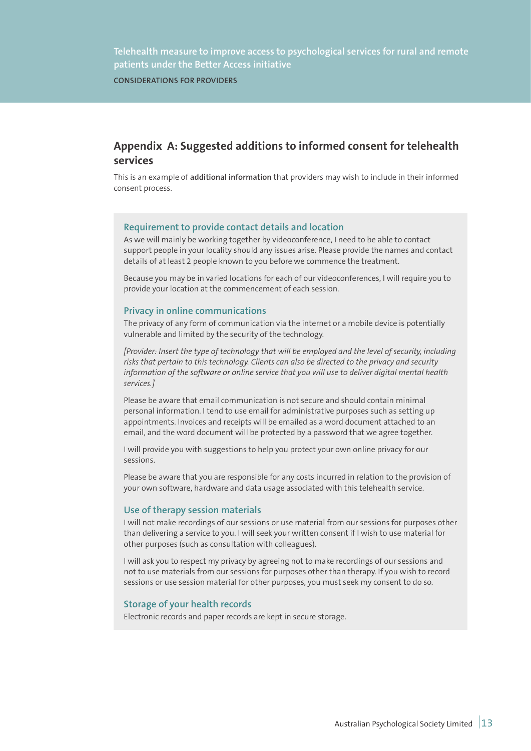## Appendix A: Suggested additions to informed consent for telehealth services

This is an example of **additional information** that providers may wish to include in their informed consent process.

### Requirement to provide contact details and location

As we will mainly be working together by videoconference, I need to be able to contact support people in your locality should any issues arise. Please provide the names and contact details of at least 2 people known to you before we commence the treatment.

Because you may be in varied locations for each of our videoconferences, I will require you to provide your location at the commencement of each session.

### Privacy in online communications

The privacy of any form of communication via the internet or a mobile device is potentially vulnerable and limited by the security of the technology.

*[Provider: Insert the type of technology that will be employed and the level of security, including risks that pertain to this technology. Clients can also be directed to the privacy and security information of the software or online service that you will use to deliver digital mental health services.]*

Please be aware that email communication is not secure and should contain minimal personal information. I tend to use email for administrative purposes such as setting up appointments. Invoices and receipts will be emailed as a word document attached to an email, and the word document will be protected by a password that we agree together.

I will provide you with suggestions to help you protect your own online privacy for our sessions.

Please be aware that you are responsible for any costs incurred in relation to the provision of your own software, hardware and data usage associated with this telehealth service.

### Use of therapy session materials

I will not make recordings of our sessions or use material from our sessions for purposes other than delivering a service to you. I will seek your written consent if I wish to use material for other purposes (such as consultation with colleagues).

I will ask you to respect my privacy by agreeing not to make recordings of our sessions and not to use materials from our sessions for purposes other than therapy. If you wish to record sessions or use session material for other purposes, you must seek my consent to do so.

### Storage of your health records

Electronic records and paper records are kept in secure storage.